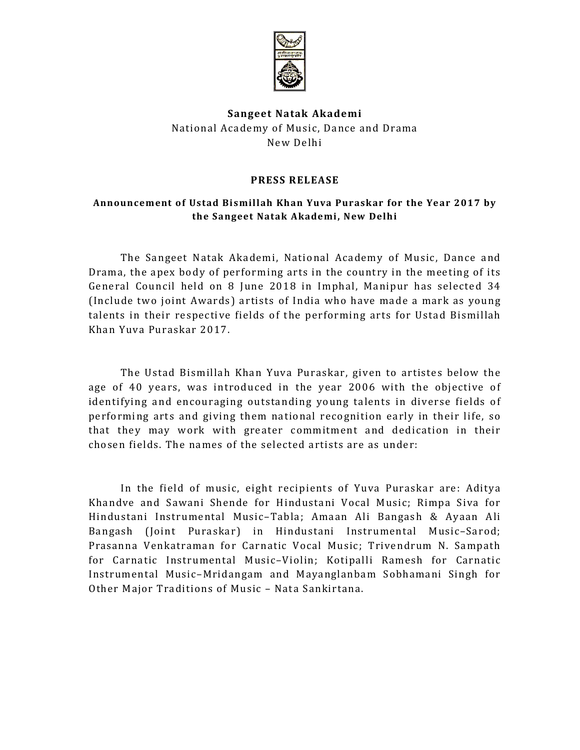**Sangeet Natak Akademi**
National Academy of Music, Dance and Drama
New Delhi

**PRESS RELEASE**

**Announcement of Ustad Bismillah Khan Yuva Puraskar for the Year 2017 by the Sangeet Natak Akademi, New Delhi**

The Sangeet Natak Akademi, National Academy of Music, Dance and Drama, the apex body of performing arts in the country in the meeting of its General Council held on 8 June 2018 in Imphal, Manipur has selected 34 (Include two joint Awards) artists of India who have made a mark as young talents in their respective fields of the performing arts for Ustad Bismillah Khan Yuva Puraskar 2017.

The Ustad Bismillah Khan Yuva Puraskar, given to artistes below the age of 40 years, was introduced in the year 2006 with the objective of identifying and encouraging outstanding young talents in diverse fields of performing arts and giving them national recognition early in their life, so that they may work with greater commitment and dedication in their chosen fields. The names of the selected artists are as under:

In the field of music, eight recipients of Yuva Puraskar are: Aditya Khandve and Sawani Shende for Hindustani Vocal Music; Rimpa Siva for Hindustani Instrumental Music–Tabla; Amaan Ali Bangash & Ayaan Ali Bangash (Joint Puraskar) in Hindustani Instrumental Music–Sarod; Prasanna Venkatraman for Carnatic Vocal Music; Trivendrum N. Sampath for Carnatic Instrumental Music–Violin; Kotipalli Ramesh for Carnatic Instrumental Music–Mridangam and Mayanglanbam Sobhamani Singh for Other Major Traditions of Music – Nata Sankirtana.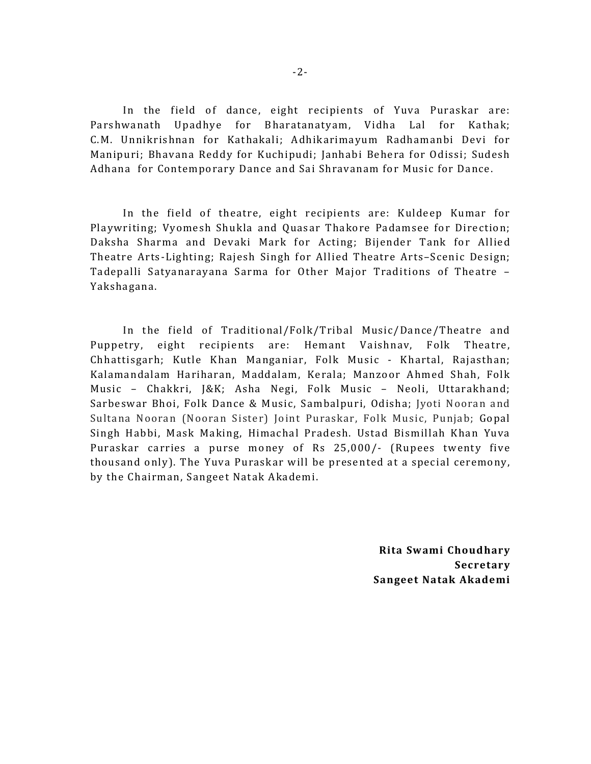In the field of dance, eight recipients of Yuva Puraskar are: Parshwanath Upadhye for Bharatanatyam, Vidha Lal for Kathak; C.M. Unnikrishnan for Kathakali; Adhikarimayum Radhamanbi Devi for Manipuri; Bhavana Reddy for Kuchipudi; Janhabi Behera for Odissi; Sudesh Adhana for Contemporary Dance and Sai Shravanam for Music for Dance.

In the field of theatre, eight recipients are: Kuldeep Kumar for Playwriting; Vyomesh Shukla and Quasar Thakore Padamsee for Direction; Daksha Sharma and Devaki Mark for Acting; Bijender Tank for Allied Theatre Arts-Lighting; Rajesh Singh for Allied Theatre Arts–Scenic Design; Tadepalli Satyanarayana Sarma for Other Major Traditions of Theatre – Yakshagana.

In the field of Traditional/Folk/Tribal Music/Dance/Theatre and Puppetry, eight recipients are: Hemant Vaishnav, Folk Theatre, Chhattisgarh; Kutle Khan Manganiar, Folk Music - Khartal, Rajasthan; Kalamandalam Hariharan, Maddalam, Kerala; Manzoor Ahmed Shah, Folk Music – Chakkri, J&K; Asha Negi, Folk Music – Neoli, Uttarakhand; Sarbeswar Bhoi, Folk Dance & Music, Sambalpuri, Odisha; Jyoti Nooran and Sultana Nooran (Nooran Sister) Joint Puraskar, Folk Music, Punjab; Gopal Singh Habbi, Mask Making, Himachal Pradesh. Ustad Bismillah Khan Yuva Puraskar carries a purse money of Rs 25,000/- (Rupees twenty five thousand only). The Yuva Puraskar will be presented at a special ceremony, by the Chairman, Sangeet Natak Akademi.

**Rita Swami Choudhary**
**Secretary**
**Sangeet Natak Akademi**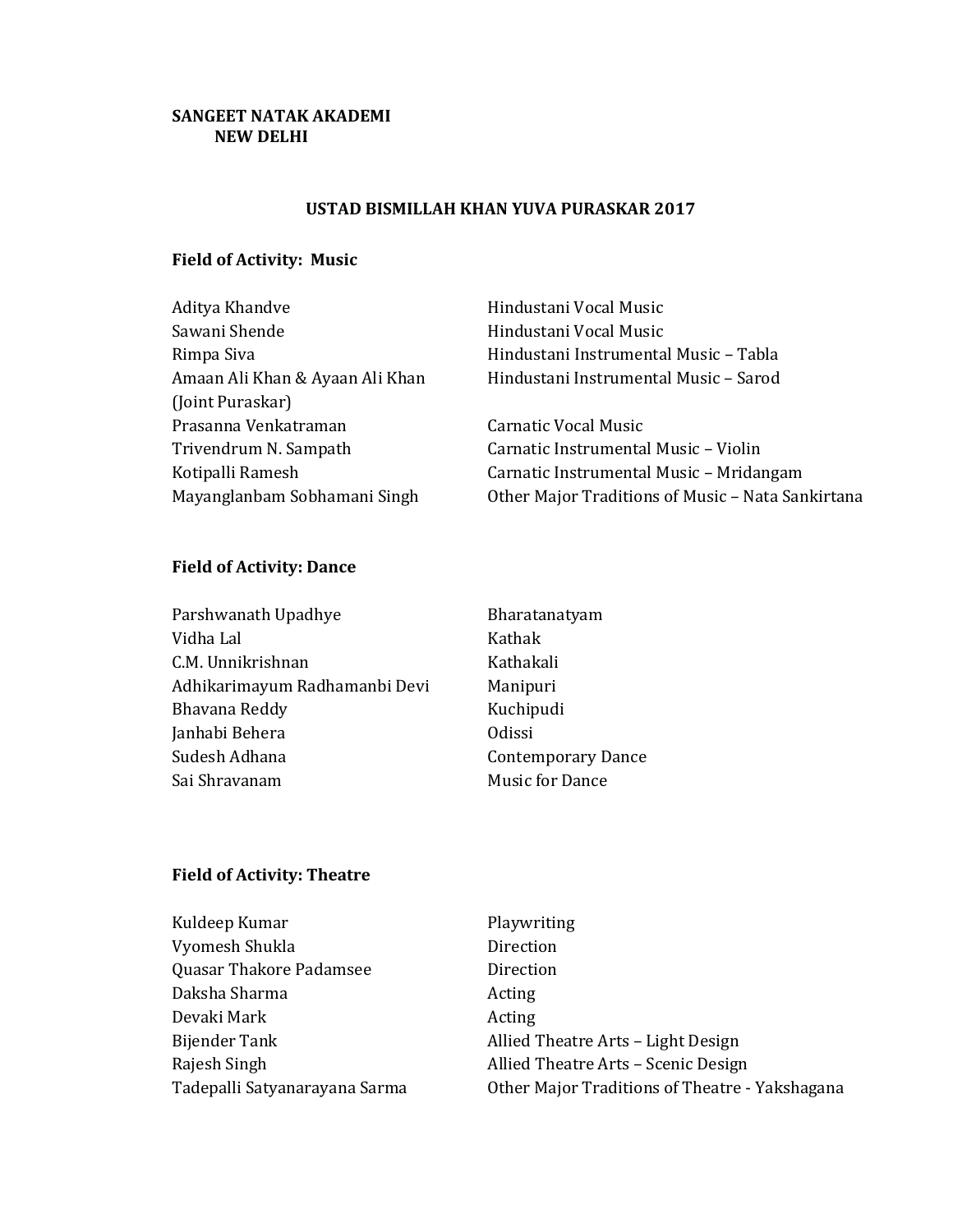**SANGEET NATAK AKADEMI**
**NEW DELHI**

## USTAD BISMILLAH KHAN YUVA PURASKAR 2017

### Field of Activity: Music

| | |
|---|---|
| Aditya Khandve | Hindustani Vocal Music |
| Sawani Shende | Hindustani Vocal Music |
| Rimpa Siva | Hindustani Instrumental Music – Tabla |
| Amaan Ali Khan & Ayaan Ali Khan (Joint Puraskar) | Hindustani Instrumental Music – Sarod |
| Prasanna Venkatraman | Carnatic Vocal Music |
| Trivendrum N. Sampath | Carnatic Instrumental Music – Violin |
| Kotipalli Ramesh | Carnatic Instrumental Music – Mridangam |
| Mayanglanbam Sobhamani Singh | Other Major Traditions of Music – Nata Sankirtana |

### Field of Activity: Dance

| | |
|---|---|
| Parshwanath Upadhye | Bharatanatyam |
| Vidha Lal | Kathak |
| C.M. Unnikrishnan | Kathakali |
| Adhikarimayum Radhamanbi Devi | Manipuri |
| Bhavana Reddy | Kuchipudi |
| Janhabi Behera | Odissi |
| Sudesh Adhana | Contemporary Dance |
| Sai Shravanam | Music for Dance |

### Field of Activity: Theatre

| | |
|---|---|
| Kuldeep Kumar | Playwriting |
| Vyomesh Shukla | Direction |
| Quasar Thakore Padamsee | Direction |
| Daksha Sharma | Acting |
| Devaki Mark | Acting |
| Bijender Tank | Allied Theatre Arts – Light Design |
| Rajesh Singh | Allied Theatre Arts – Scenic Design |
| Tadepalli Satyanarayana Sarma | Other Major Traditions of Theatre - Yakshagana |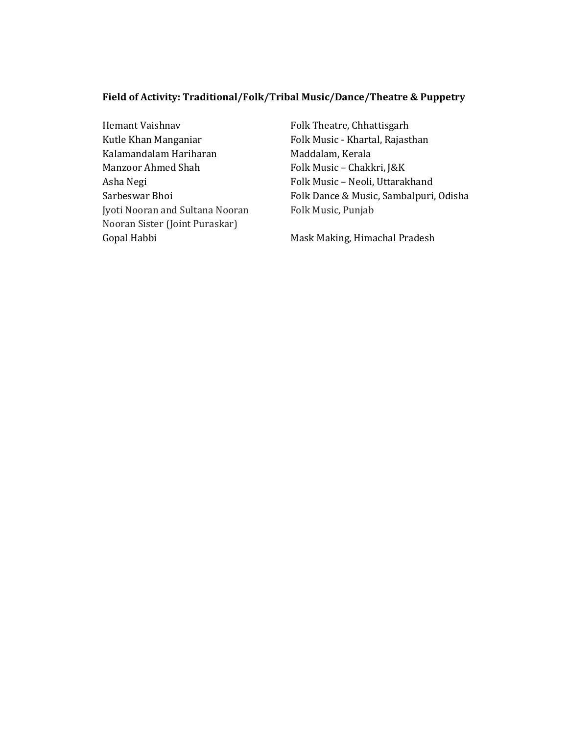**Field of Activity: Traditional/Folk/Tribal Music/Dance/Theatre & Puppetry**

| | |
|---|---|
| Hemant Vaishnav | Folk Theatre, Chhattisgarh |
| Kutle Khan Manganiar | Folk Music - Khartal, Rajasthan |
| Kalamandalam Hariharan | Maddalam, Kerala |
| Manzoor Ahmed Shah | Folk Music – Chakkri, J&K |
| Asha Negi | Folk Music – Neoli, Uttarakhand |
| Sarbeswar Bhoi | Folk Dance & Music, Sambalpuri, Odisha |
| Jyoti Nooran and Sultana Nooran Nooran Sister (Joint Puraskar) | Folk Music, Punjab |
| Gopal Habbi | Mask Making, Himachal Pradesh |